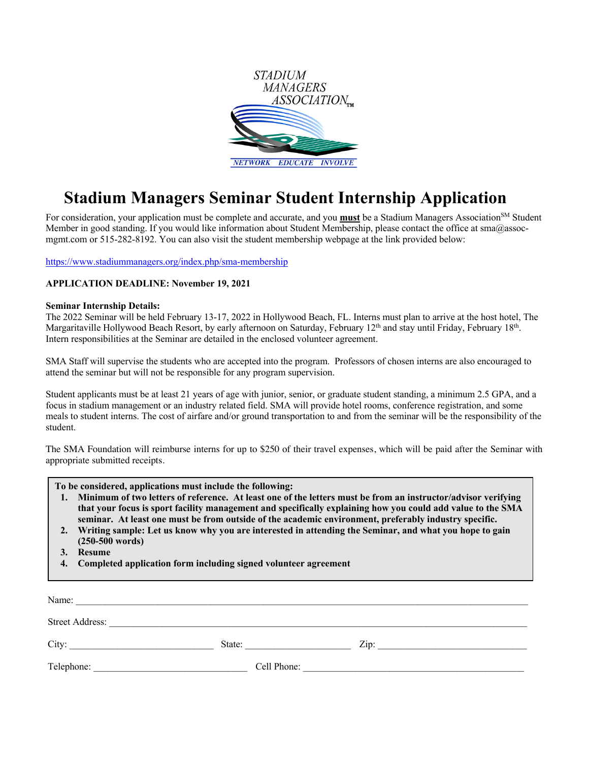STADIUM MANAGERS ASSOCIATION™

NETWORK EDUCATE INVOLVE

# Stadium Managers Seminar Student Internship Application

For consideration, your application must be complete and accurate, and you **must** be a Stadium Managers Association[SM] Student Member in good standing. If you would like information about Student Membership, please contact the office at sma@assoc-mgmt.com or 515-282-8192. You can also visit the student membership webpage at the link provided below:

https://www.stadiummanagers.org/index.php/sma-membership

**APPLICATION DEADLINE: November 19, 2021**

**Seminar Internship Details:**
The 2022 Seminar will be held February 13-17, 2022 in Hollywood Beach, FL. Interns must plan to arrive at the host hotel, The Margaritaville Hollywood Beach Resort, by early afternoon on Saturday, February 12th and stay until Friday, February 18th. Intern responsibilities at the Seminar are detailed in the enclosed volunteer agreement.

SMA Staff will supervise the students who are accepted into the program. Professors of chosen interns are also encouraged to attend the seminar but will not be responsible for any program supervision.

Student applicants must be at least 21 years of age with junior, senior, or graduate student standing, a minimum 2.5 GPA, and a focus in stadium management or an industry related field. SMA will provide hotel rooms, conference registration, and some meals to student interns. The cost of airfare and/or ground transportation to and from the seminar will be the responsibility of the student.

The SMA Foundation will reimburse interns for up to $250 of their travel expenses, which will be paid after the Seminar with appropriate submitted receipts.

**To be considered, applications must include the following:**

1. **Minimum of two letters of reference. At least one of the letters must be from an instructor/advisor verifying that your focus is sport facility management and specifically explaining how you could add value to the SMA seminar. At least one must be from outside of the academic environment, preferably industry specific.**
2. **Writing sample: Let us know why you are interested in attending the Seminar, and what you hope to gain (250-500 words)**
3. **Resume**
4. **Completed application form including signed volunteer agreement**

Name: ______________________________________________

Street Address: ______________________________________________

City: ____________________ State: ____________________ Zip: ____________________

Telephone: ____________________ Cell Phone: ____________________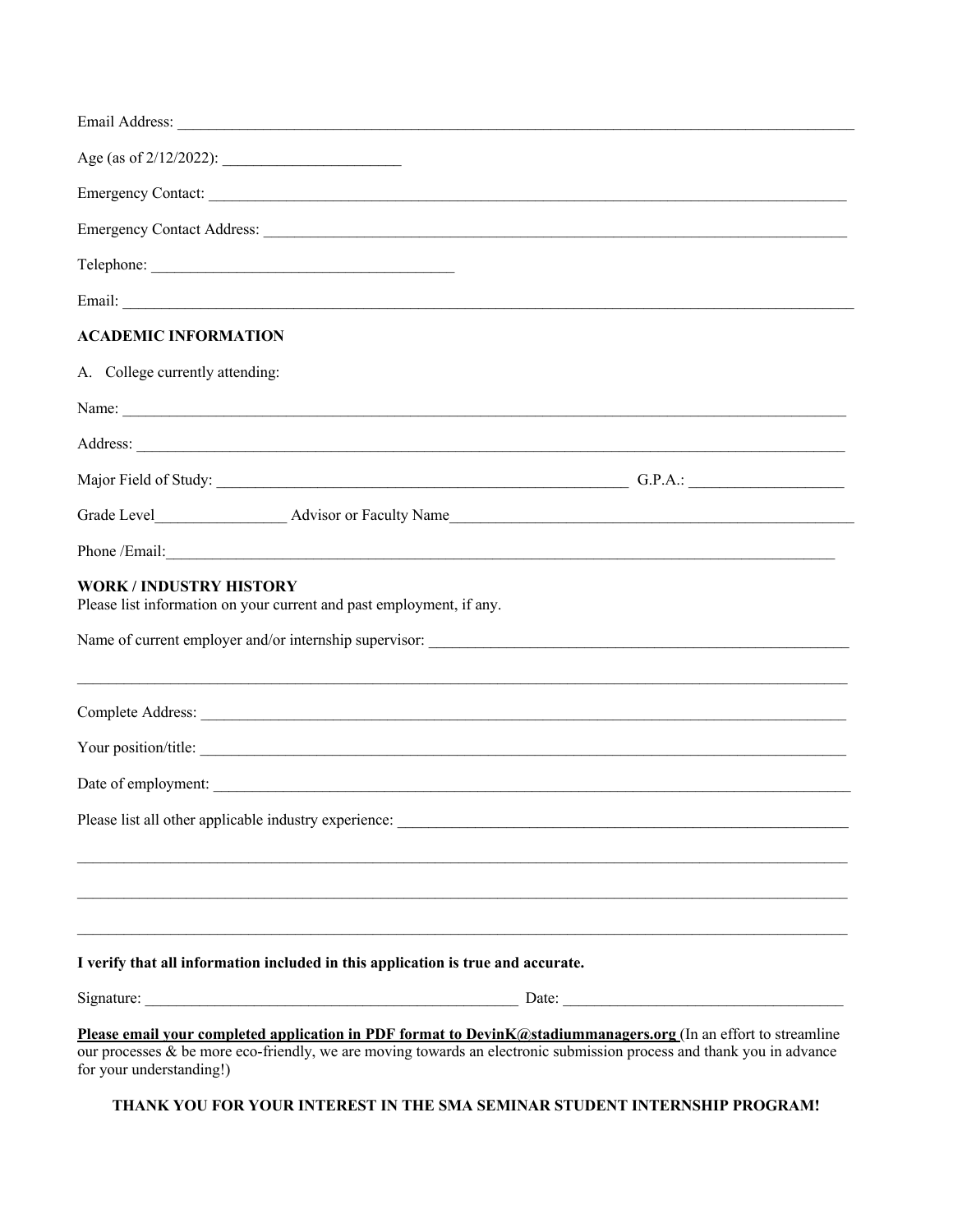Email Address: ______________________________________________

Age (as of 2/12/2022): ______________________

Emergency Contact: ______________________________________________

Emergency Contact Address: ______________________________________________

Telephone: ______________________________________

Email: ______________________________________________

**ACADEMIC INFORMATION**

A. College currently attending:

Name: ______________________________________________

Address: ______________________________________________

Major Field of Study: ______________________________________ G.P.A.: ____________________

Grade Level_________________ Advisor or Faculty Name______________________________________

Phone /Email:______________________________________________

**WORK / INDUSTRY HISTORY**
Please list information on your current and past employment, if any.

Name of current employer and/or internship supervisor: ______________________________________

______________________________________________

Complete Address: ______________________________________________

Your position/title: ______________________________________________

Date of employment: ______________________________________________

Please list all other applicable industry experience: ______________________________________

______________________________________________

______________________________________________

______________________________________________

**I verify that all information included in this application is true and accurate.**

Signature: __________________________________________ Date: ____________________________________

**Please email your completed application in PDF format to DevinK@stadiummanagers.org** (In an effort to streamline our processes & be more eco-friendly, we are moving towards an electronic submission process and thank you in advance for your understanding!)

**THANK YOU FOR YOUR INTEREST IN THE SMA SEMINAR STUDENT INTERNSHIP PROGRAM!**